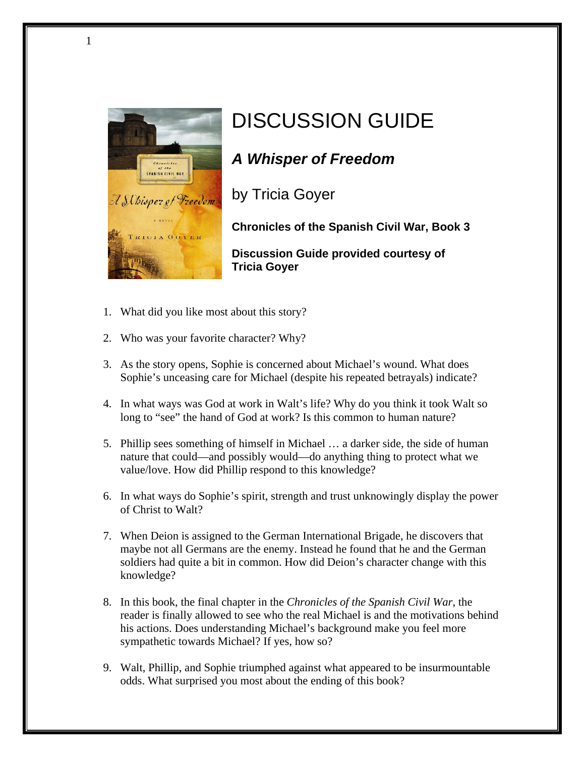# DISCUSSION GUIDE

## *A Whisper of Freedom*

by Tricia Goyer

**Chronicles of the Spanish Civil War, Book 3**

**Discussion Guide provided courtesy of Tricia Goyer**

1. What did you like most about this story?

2. Who was your favorite character? Why?

3. As the story opens, Sophie is concerned about Michael's wound. What does Sophie's unceasing care for Michael (despite his repeated betrayals) indicate?

4. In what ways was God at work in Walt's life? Why do you think it took Walt so long to "see" the hand of God at work? Is this common to human nature?

5. Phillip sees something of himself in Michael … a darker side, the side of human nature that could—and possibly would—do anything thing to protect what we value/love. How did Phillip respond to this knowledge?

6. In what ways do Sophie's spirit, strength and trust unknowingly display the power of Christ to Walt?

7. When Deion is assigned to the German International Brigade, he discovers that maybe not all Germans are the enemy. Instead he found that he and the German soldiers had quite a bit in common. How did Deion's character change with this knowledge?

8. In this book, the final chapter in the *Chronicles of the Spanish Civil War*, the reader is finally allowed to see who the real Michael is and the motivations behind his actions. Does understanding Michael's background make you feel more sympathetic towards Michael? If yes, how so?

9. Walt, Phillip, and Sophie triumphed against what appeared to be insurmountable odds. What surprised you most about the ending of this book?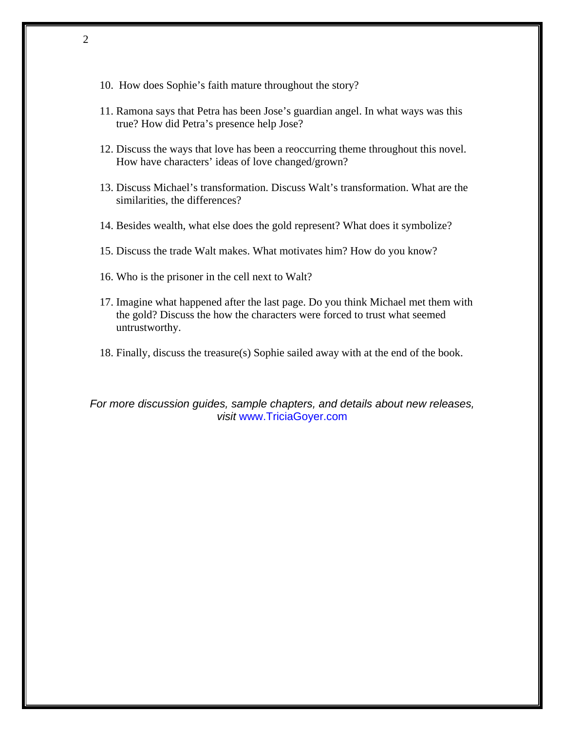10. How does Sophie's faith mature throughout the story?
11. Ramona says that Petra has been Jose's guardian angel. In what ways was this true? How did Petra's presence help Jose?
12. Discuss the ways that love has been a reoccurring theme throughout this novel. How have characters' ideas of love changed/grown?
13. Discuss Michael's transformation. Discuss Walt's transformation. What are the similarities, the differences?
14. Besides wealth, what else does the gold represent? What does it symbolize?
15. Discuss the trade Walt makes. What motivates him? How do you know?
16. Who is the prisoner in the cell next to Walt?
17. Imagine what happened after the last page. Do you think Michael met them with the gold? Discuss the how the characters were forced to trust what seemed untrustworthy.
18. Finally, discuss the treasure(s) Sophie sailed away with at the end of the book.

*For more discussion guides, sample chapters, and details about new releases, visit* www.TriciaGoyer.com